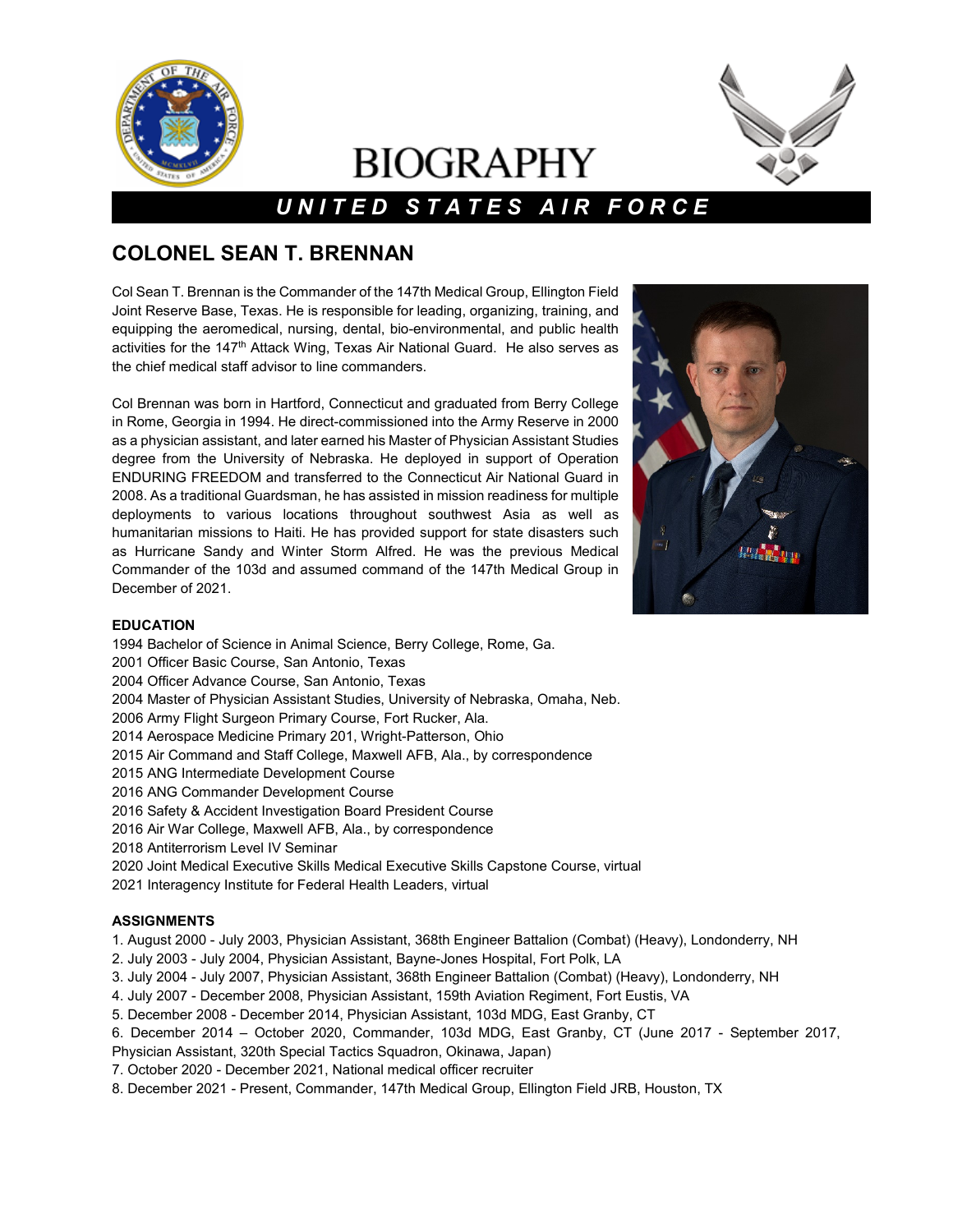# BIOGRAPHY

## UNITED STATES AIR FORCE

# COLONEL SEAN T. BRENNAN

Col Sean T. Brennan is the Commander of the 147th Medical Group, Ellington Field Joint Reserve Base, Texas. He is responsible for leading, organizing, training, and equipping the aeromedical, nursing, dental, bio-environmental, and public health activities for the 147th Attack Wing, Texas Air National Guard. He also serves as the chief medical staff advisor to line commanders.

Col Brennan was born in Hartford, Connecticut and graduated from Berry College in Rome, Georgia in 1994. He direct-commissioned into the Army Reserve in 2000 as a physician assistant, and later earned his Master of Physician Assistant Studies degree from the University of Nebraska. He deployed in support of Operation ENDURING FREEDOM and transferred to the Connecticut Air National Guard in 2008. As a traditional Guardsman, he has assisted in mission readiness for multiple deployments to various locations throughout southwest Asia as well as humanitarian missions to Haiti. He has provided support for state disasters such as Hurricane Sandy and Winter Storm Alfred. He was the previous Medical Commander of the 103d and assumed command of the 147th Medical Group in December of 2021.

**EDUCATION**

1994 Bachelor of Science in Animal Science, Berry College, Rome, Ga.
2001 Officer Basic Course, San Antonio, Texas
2004 Officer Advance Course, San Antonio, Texas
2004 Master of Physician Assistant Studies, University of Nebraska, Omaha, Neb.
2006 Army Flight Surgeon Primary Course, Fort Rucker, Ala.
2014 Aerospace Medicine Primary 201, Wright-Patterson, Ohio
2015 Air Command and Staff College, Maxwell AFB, Ala., by correspondence
2015 ANG Intermediate Development Course
2016 ANG Commander Development Course
2016 Safety & Accident Investigation Board President Course
2016 Air War College, Maxwell AFB, Ala., by correspondence
2018 Antiterrorism Level IV Seminar
2020 Joint Medical Executive Skills Medical Executive Skills Capstone Course, virtual
2021 Interagency Institute for Federal Health Leaders, virtual

**ASSIGNMENTS**

1. August 2000 - July 2003, Physician Assistant, 368th Engineer Battalion (Combat) (Heavy), Londonderry, NH
2. July 2003 - July 2004, Physician Assistant, Bayne-Jones Hospital, Fort Polk, LA
3. July 2004 - July 2007, Physician Assistant, 368th Engineer Battalion (Combat) (Heavy), Londonderry, NH
4. July 2007 - December 2008, Physician Assistant, 159th Aviation Regiment, Fort Eustis, VA
5. December 2008 - December 2014, Physician Assistant, 103d MDG, East Granby, CT
6. December 2014 – October 2020, Commander, 103d MDG, East Granby, CT (June 2017 - September 2017, Physician Assistant, 320th Special Tactics Squadron, Okinawa, Japan)
7. October 2020 - December 2021, National medical officer recruiter
8. December 2021 - Present, Commander, 147th Medical Group, Ellington Field JRB, Houston, TX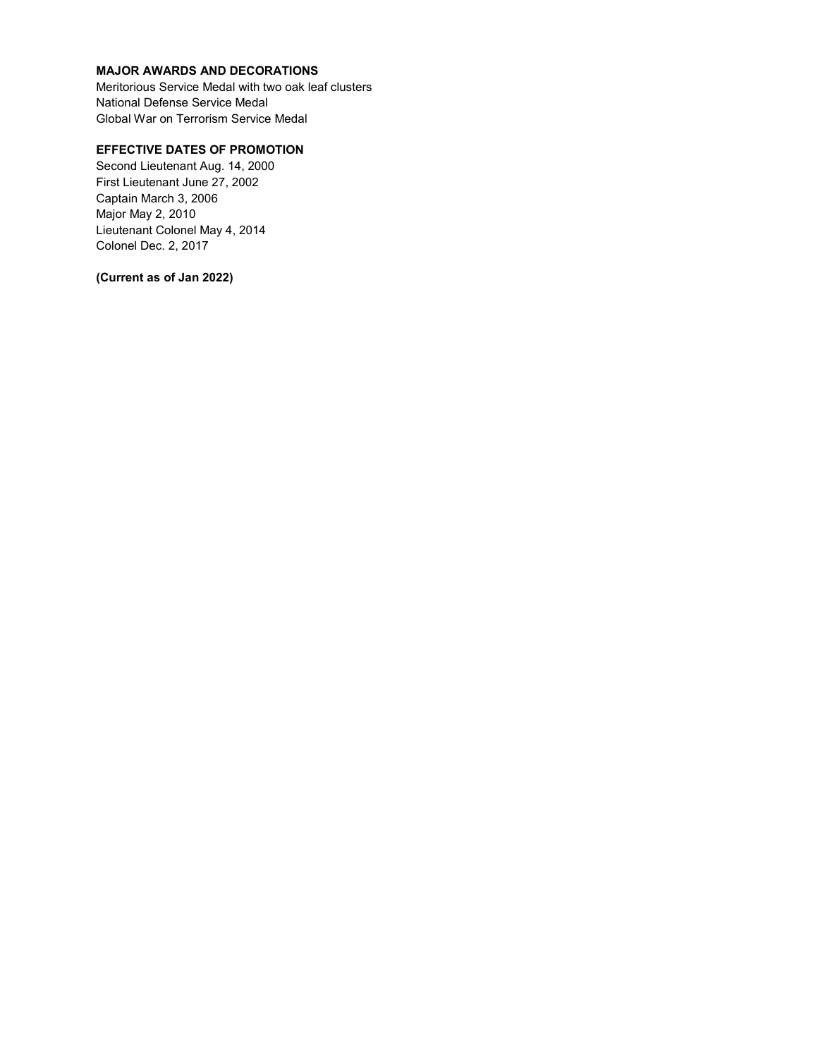**MAJOR AWARDS AND DECORATIONS**
Meritorious Service Medal with two oak leaf clusters
National Defense Service Medal
Global War on Terrorism Service Medal

**EFFECTIVE DATES OF PROMOTION**
Second Lieutenant Aug. 14, 2000
First Lieutenant June 27, 2002
Captain March 3, 2006
Major May 2, 2010
Lieutenant Colonel May 4, 2014
Colonel Dec. 2, 2017

**(Current as of Jan 2022)**